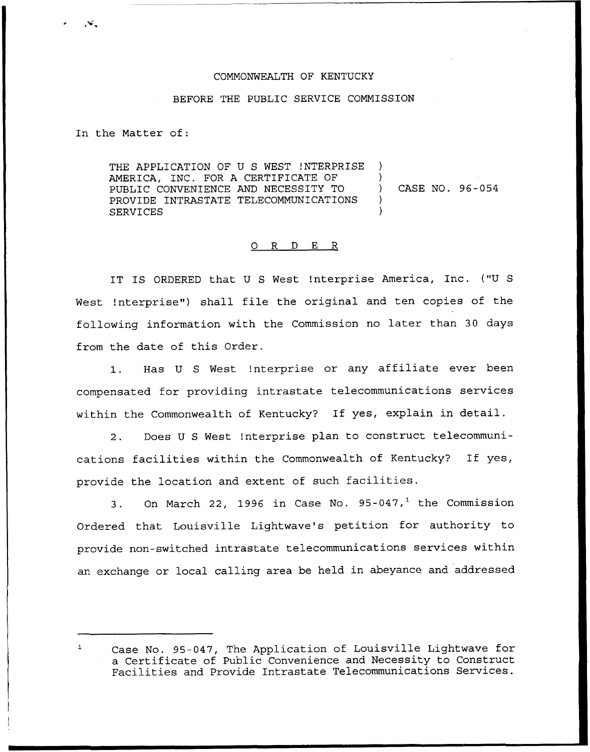COMMONWEALTH OF KENTUCKY

BEFORE THE PUBLIC SERVICE COMMISSION

In the Matter of:

THE APPLICATION OF U S WEST !NTERPRISE AMERICA, INC. FOR A CERTIFICATE OF PUBLIC CONVENIENCE AND NECESSITY TO PROVIDE INTRASTATE TELECOMMUNICATIONS SERVICES ) CASE NO. 96-054

O R D E R

IT IS ORDERED that U S West !nterprise America, Inc. ("U S West !nterprise") shall file the original and ten copies of the following information with the Commission no later than 30 days from the date of this Order.

1. Has U S West !nterprise or any affiliate ever been compensated for providing intrastate telecommunications services within the Commonwealth of Kentucky? If yes, explain in detail.

2. Does U S West !nterprise plan to construct telecommunications facilities within the Commonwealth of Kentucky? If yes, provide the location and extent of such facilities.

3. On March 22, 1996 in Case No. 95-047,[1] the Commission Ordered that Louisville Lightwave's petition for authority to provide non-switched intrastate telecommunications services within an exchange or local calling area be held in abeyance and addressed

[1] Case No. 95-047, The Application of Louisville Lightwave for a Certificate of Public Convenience and Necessity to Construct Facilities and Provide Intrastate Telecommunications Services.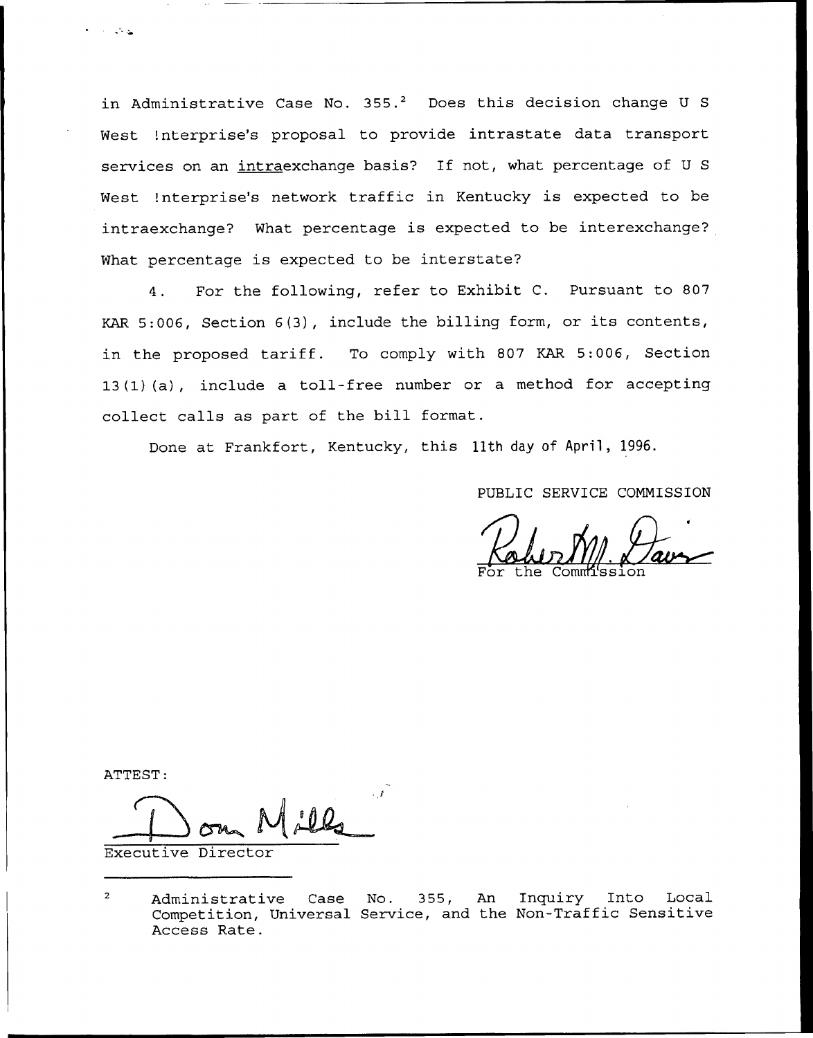in Administrative Case No. 355.[2] Does this decision change U S West !nterprise's proposal to provide intrastate data transport services on an intraexchange basis? If not, what percentage of U S West !nterprise's network traffic in Kentucky is expected to be intraexchange? What percentage is expected to be interexchange? What percentage is expected to be interstate?

4. For the following, refer to Exhibit C. Pursuant to 807 KAR 5:006, Section 6(3), include the billing form, or its contents, in the proposed tariff. To comply with 807 KAR 5:006, Section 13(1)(a), include a toll-free number or a method for accepting collect calls as part of the bill format.

Done at Frankfort, Kentucky, this 11th day of April, 1996.

PUBLIC SERVICE COMMISSION

For the Commission

ATTEST:

Executive Director

[2] Administrative Case No. 355, An Inquiry Into Local Competition, Universal Service, and the Non-Traffic Sensitive Access Rate.